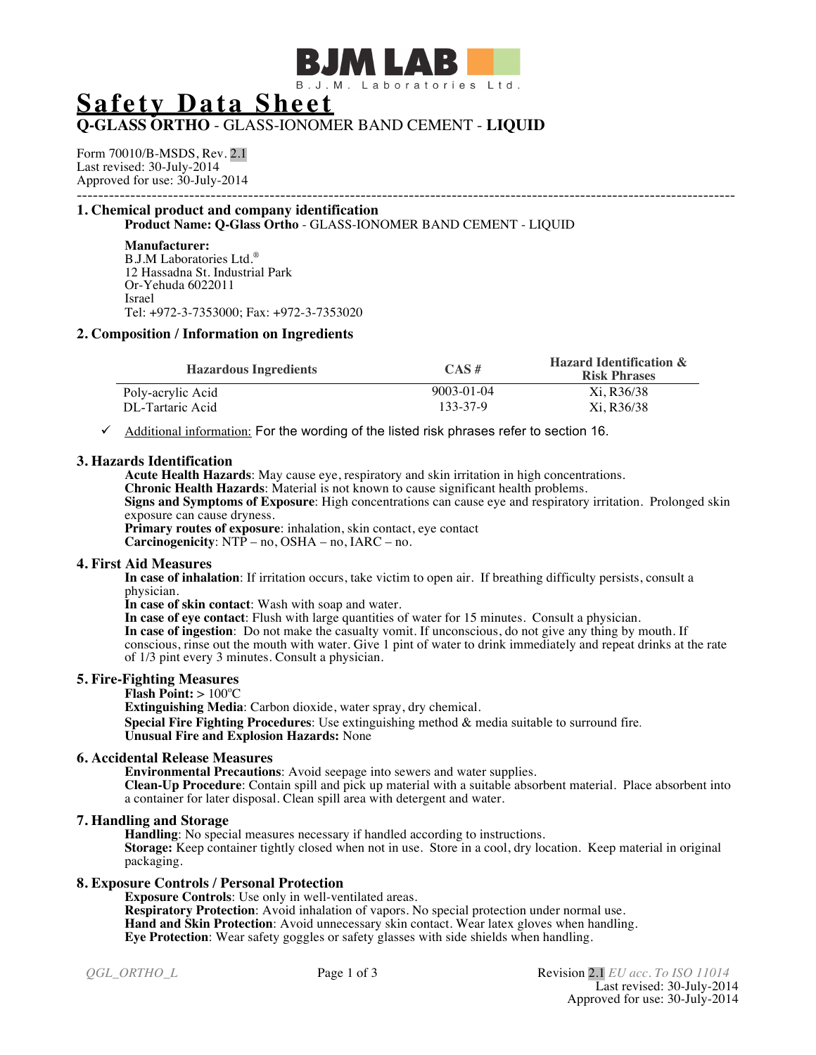BJM LAB

B.J.M. Laboratories Ltd.

# Safety Data Sheet

**Q-GLASS ORTHO** - GLASS-IONOMER BAND CEMENT - **LIQUID**

Form 70010/B-MSDS, Rev. 2.1
Last revised: 30-July-2014
Approved for use: 30-July-2014

---

## 1. Chemical product and company identification

**Product Name: Q-Glass Ortho** - GLASS-IONOMER BAND CEMENT - LIQUID

**Manufacturer:**
B.J.M Laboratories Ltd.®
12 Hassadna St. Industrial Park
Or-Yehuda 6022011
Israel
Tel: +972-3-7353000; Fax: +972-3-7353020

## 2. Composition / Information on Ingredients

| Hazardous Ingredients | CAS # | Hazard Identification & Risk Phrases |
|---|---|---|
| Poly-acrylic Acid | 9003-01-04 | Xi, R36/38 |
| DL-Tartaric Acid | 133-37-9 | Xi, R36/38 |

✓ Additional information: For the wording of the listed risk phrases refer to section 16.

## 3. Hazards Identification

**Acute Health Hazards**: May cause eye, respiratory and skin irritation in high concentrations.
**Chronic Health Hazards**: Material is not known to cause significant health problems.
**Signs and Symptoms of Exposure**: High concentrations can cause eye and respiratory irritation. Prolonged skin exposure can cause dryness.
**Primary routes of exposure**: inhalation, skin contact, eye contact
**Carcinogenicity**: NTP – no, OSHA – no, IARC – no.

## 4. First Aid Measures

**In case of inhalation**: If irritation occurs, take victim to open air. If breathing difficulty persists, consult a physician.
**In case of skin contact**: Wash with soap and water.
**In case of eye contact**: Flush with large quantities of water for 15 minutes. Consult a physician.
**In case of ingestion**: Do not make the casualty vomit. If unconscious, do not give any thing by mouth. If conscious, rinse out the mouth with water. Give 1 pint of water to drink immediately and repeat drinks at the rate of 1/3 pint every 3 minutes. Consult a physician.

## 5. Fire-Fighting Measures

**Flash Point:** > 100°C
**Extinguishing Media**: Carbon dioxide, water spray, dry chemical.
**Special Fire Fighting Procedures**: Use extinguishing method & media suitable to surround fire.
**Unusual Fire and Explosion Hazards:** None

## 6. Accidental Release Measures

**Environmental Precautions**: Avoid seepage into sewers and water supplies.
**Clean-Up Procedure**: Contain spill and pick up material with a suitable absorbent material. Place absorbent into a container for later disposal. Clean spill area with detergent and water.

## 7. Handling and Storage

**Handling**: No special measures necessary if handled according to instructions.
**Storage:** Keep container tightly closed when not in use. Store in a cool, dry location. Keep material in original packaging.

## 8. Exposure Controls / Personal Protection

**Exposure Controls**: Use only in well-ventilated areas.
**Respiratory Protection**: Avoid inhalation of vapors. No special protection under normal use.
**Hand and Skin Protection**: Avoid unnecessary skin contact. Wear latex gloves when handling.
**Eye Protection**: Wear safety goggles or safety glasses with side shields when handling.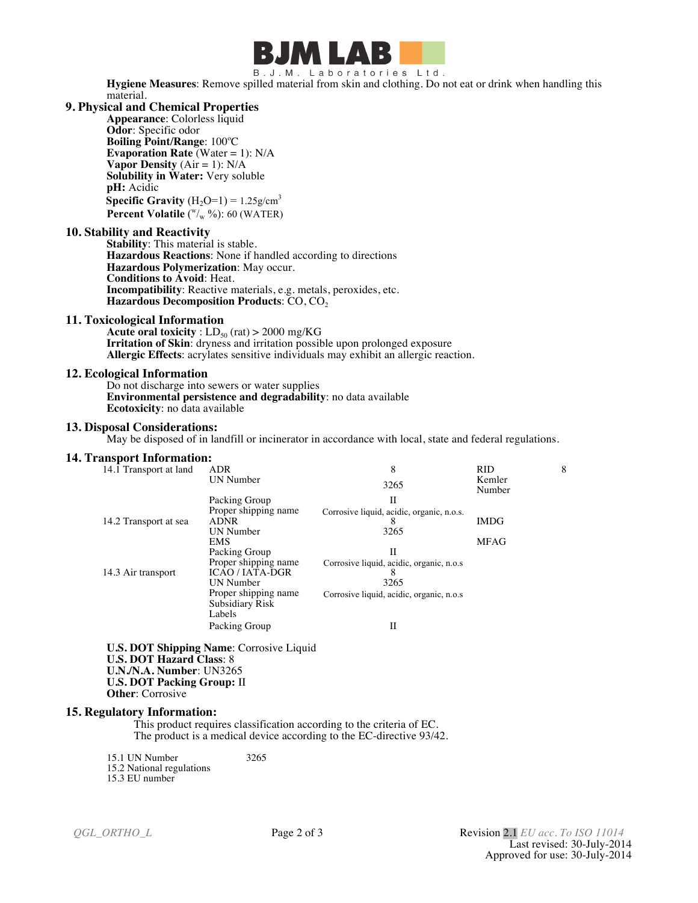**Hygiene Measures**: Remove spilled material from skin and clothing. Do not eat or drink when handling this material.

## 9. Physical and Chemical Properties

**Appearance**: Colorless liquid
**Odor**: Specific odor
**Boiling Point/Range**: 100°C
**Evaporation Rate** (Water = 1): N/A
**Vapor Density** (Air = 1): N/A
**Solubility in Water:** Very soluble
**pH:** Acidic
**Specific Gravity** ($H_2O$=1) = 1.25g/cm$^3$
**Percent Volatile** ($^w/_w$ %): 60 (WATER)

## 10. Stability and Reactivity

**Stability**: This material is stable.
**Hazardous Reactions**: None if handled according to directions
**Hazardous Polymerization**: May occur.
**Conditions to Avoid**: Heat.
**Incompatibility**: Reactive materials, e.g. metals, peroxides, etc.
**Hazardous Decomposition Products**: CO, $CO_2$

## 11. Toxicological Information

**Acute oral toxicity** : $LD_{50}$ (rat) > 2000 mg/KG
**Irritation of Skin**: dryness and irritation possible upon prolonged exposure
**Allergic Effects**: acrylates sensitive individuals may exhibit an allergic reaction.

## 12. Ecological Information

Do not discharge into sewers or water supplies
**Environmental persistence and degradability**: no data available
**Ecotoxicity**: no data available

## 13. Disposal Considerations:

May be disposed of in landfill or incinerator in accordance with local, state and federal regulations.

## 14. Transport Information:

| | | | | |
|---|---|---|---|---|
| 14.1 Transport at land | ADR | 8 | RID | 8 |
| | UN Number | 3265 | Kemler Number | |
| | Packing Group | II | | |
| | Proper shipping name | Corrosive liquid, acidic, organic, n.o.s. | | |
| 14.2 Transport at sea | ADNR | 8 | IMDG | |
| | UN Number | 3265 | | |
| | EMS | | MFAG | |
| | Packing Group | II | | |
| | Proper shipping name | Corrosive liquid, acidic, organic, n.o.s | | |
| 14.3 Air transport | ICAO / IATA-DGR | 8 | | |
| | UN Number | 3265 | | |
| | Proper shipping name | Corrosive liquid, acidic, organic, n.o.s | | |
| | Subsidiary Risk | | | |
| | Labels | | | |
| | Packing Group | II | | |

**U.S. DOT Shipping Name**: Corrosive Liquid
**U.S. DOT Hazard Class**: 8
**U.N./N.A. Number**: UN3265
**U.S. DOT Packing Group:** II
**Other**: Corrosive

## 15. Regulatory Information:

This product requires classification according to the criteria of EC.
The product is a medical device according to the EC-directive 93/42.

15.1 UN Number 3265
15.2 National regulations
15.3 EU number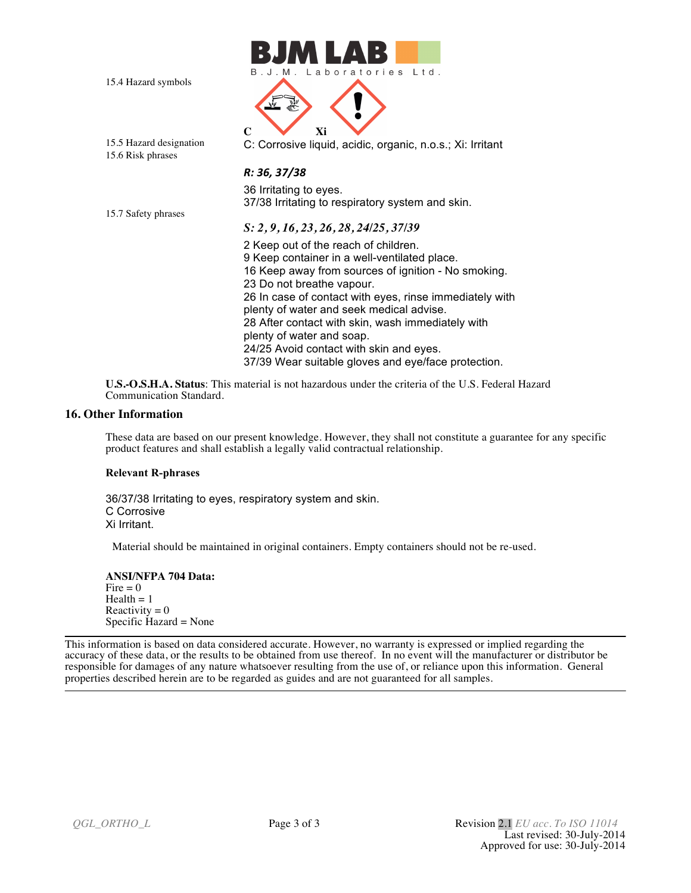15.4 Hazard symbols

C Xi

15.5 Hazard designation

C: Corrosive liquid, acidic, organic, n.o.s.; Xi: Irritant

15.6 Risk phrases

***R: 36, 37/38***

36 Irritating to eyes.
37/38 Irritating to respiratory system and skin.

15.7 Safety phrases

***S: 2, 9, 16, 23, 26, 28, 24/25, 37/39***

2 Keep out of the reach of children.
9 Keep container in a well-ventilated place.
16 Keep away from sources of ignition - No smoking.
23 Do not breathe vapour.
26 In case of contact with eyes, rinse immediately with plenty of water and seek medical advise.
28 After contact with skin, wash immediately with plenty of water and soap.
24/25 Avoid contact with skin and eyes.
37/39 Wear suitable gloves and eye/face protection.

**U.S.-O.S.H.A. Status**: This material is not hazardous under the criteria of the U.S. Federal Hazard Communication Standard.

## 16. Other Information

These data are based on our present knowledge. However, they shall not constitute a guarantee for any specific product features and shall establish a legally valid contractual relationship.

**Relevant R-phrases**

36/37/38 Irritating to eyes, respiratory system and skin.
C Corrosive
Xi Irritant.

Material should be maintained in original containers. Empty containers should not be re-used.

**ANSI/NFPA 704 Data:**
Fire = 0
Health = 1
Reactivity = 0
Specific Hazard = None

This information is based on data considered accurate. However, no warranty is expressed or implied regarding the accuracy of these data, or the results to be obtained from use thereof. In no event will the manufacturer or distributor be responsible for damages of any nature whatsoever resulting from the use of, or reliance upon this information. General properties described herein are to be regarded as guides and are not guaranteed for all samples.